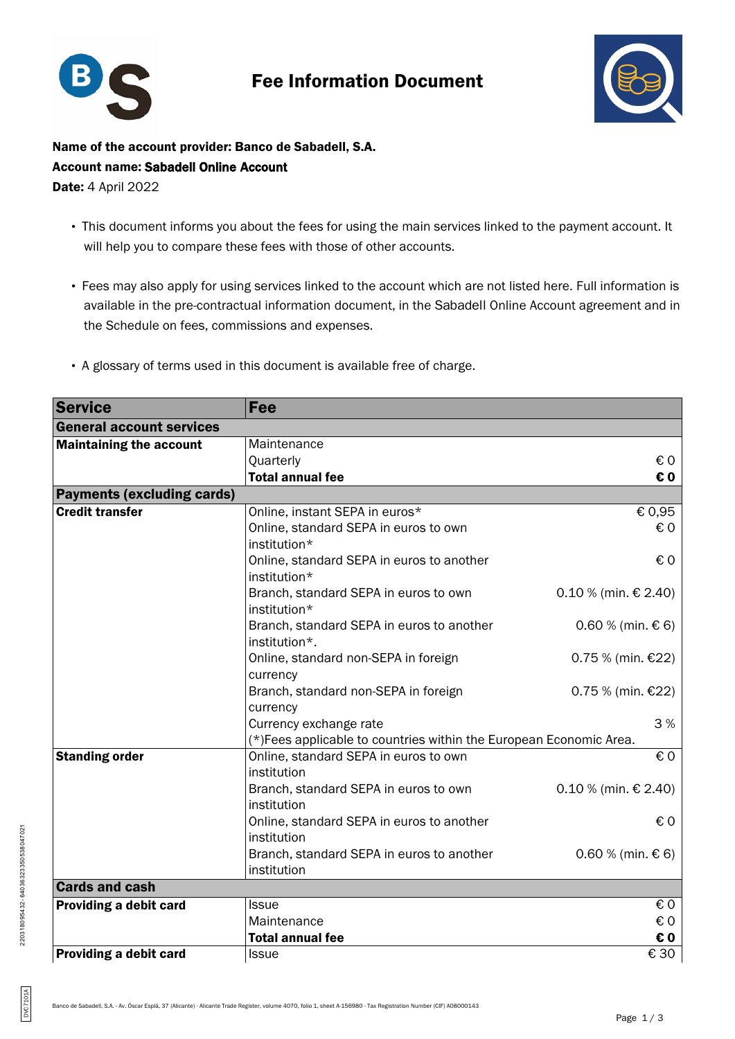# Fee Information Document

**Name of the account provider: Banco de Sabadell, S.A.**
**Account name: Sabadell Online Account**
**Date:** 4 April 2022

- This document informs you about the fees for using the main services linked to the payment account. It will help you to compare these fees with those of other accounts.
- Fees may also apply for using services linked to the account which are not listed here. Full information is available in the pre-contractual information document, in the Sabadell Online Account agreement and in the Schedule on fees, commissions and expenses.
- A glossary of terms used in this document is available free of charge.

| Service | Fee | |
|---|---|---|
| **General account services** | | |
| **Maintaining the account** | Maintenance | |
| | Quarterly | € 0 |
| | **Total annual fee** | **€ 0** |
| **Payments (excluding cards)** | | |
| **Credit transfer** | Online, instant SEPA in euros* | € 0,95 |
| | Online, standard SEPA in euros to own institution* | € 0 |
| | Online, standard SEPA in euros to another institution* | € 0 |
| | Branch, standard SEPA in euros to own institution* | 0.10 % (min. € 2.40) |
| | Branch, standard SEPA in euros to another institution*. | 0.60 % (min. € 6) |
| | Online, standard non-SEPA in foreign currency | 0.75 % (min. €22) |
| | Branch, standard non-SEPA in foreign currency | 0.75 % (min. €22) |
| | Currency exchange rate | 3 % |
| | (*)Fees applicable to countries within the European Economic Area. | |
| **Standing order** | Online, standard SEPA in euros to own institution | € 0 |
| | Branch, standard SEPA in euros to own institution | 0.10 % (min. € 2.40) |
| | Online, standard SEPA in euros to another institution | € 0 |
| | Branch, standard SEPA in euros to another institution | 0.60 % (min. € 6) |
| **Cards and cash** | | |
| **Providing a debit card** | Issue | € 0 |
| | Maintenance | € 0 |
| | **Total annual fee** | **€ 0** |
| **Providing a debit card** | Issue | € 30 |

Banco de Sabadell, S.A. - Av. Óscar Esplá, 37 (Alicante) - Alicante Trade Register, volume 4070, folio 1, sheet A-156980 - Tax Registration Number (CIF) A08000143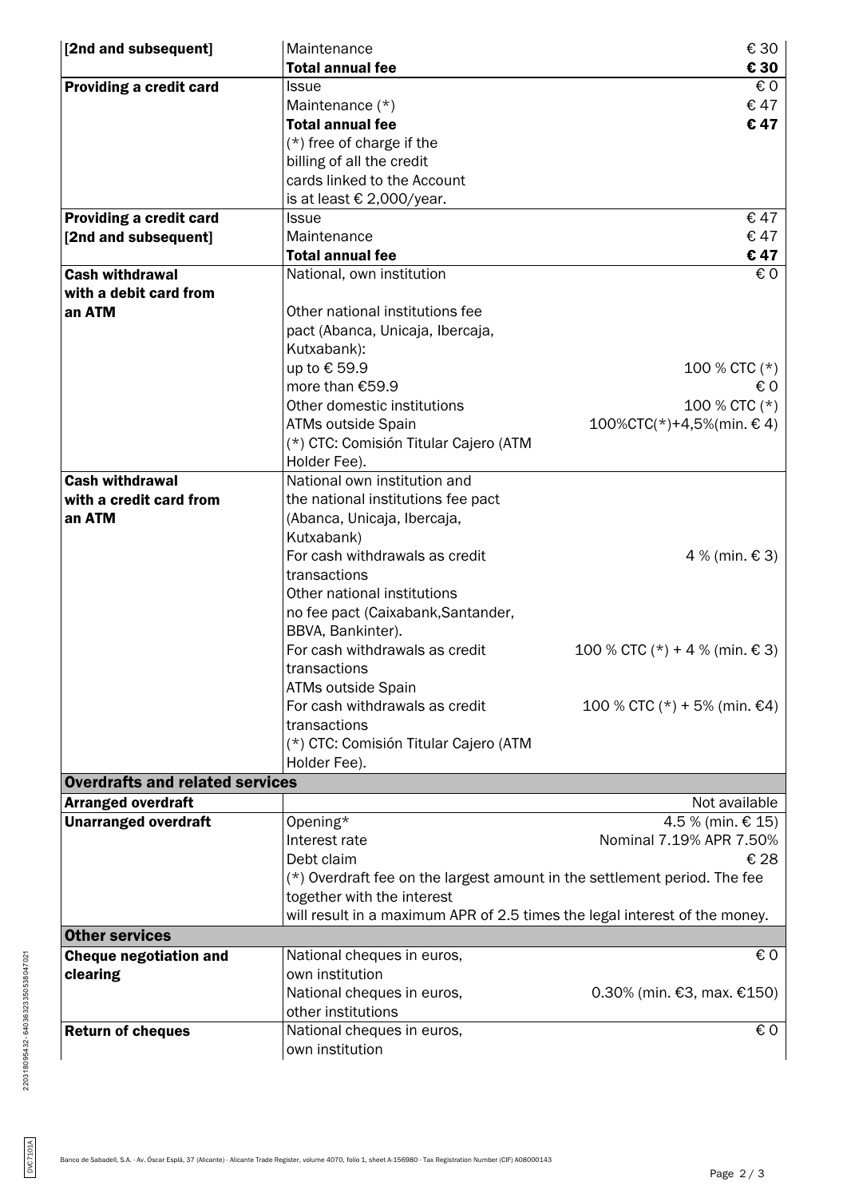| | | |
|---|---|---|
| **[2nd and subsequent]** | Maintenance | € 30 |
| | **Total annual fee** | **€ 30** |
| **Providing a credit card** | Issue | € 0 |
| | Maintenance (*) | € 47 |
| | **Total annual fee** | **€ 47** |
| | (*) free of charge if the billing of all the credit cards linked to the Account is at least € 2,000/year. | |
| **Providing a credit card [2nd and subsequent]** | Issue | € 47 |
| | Maintenance | € 47 |
| | **Total annual fee** | **€ 47** |
| **Cash withdrawal with a debit card from an ATM** | National, own institution | € 0 |
| | Other national institutions fee pact (Abanca, Unicaja, Ibercaja, Kutxabank): | |
| | up to € 59.9 | 100 % CTC (*) |
| | more than €59.9 | € 0 |
| | Other domestic institutions | 100 % CTC (*) |
| | ATMs outside Spain | 100%CTC(*)+4,5%(min. € 4) |
| | (*) CTC: Comisión Titular Cajero (ATM Holder Fee). | |
| **Cash withdrawal with a credit card from an ATM** | National own institution and the national institutions fee pact (Abanca, Unicaja, Ibercaja, Kutxabank) | |
| | For cash withdrawals as credit transactions | 4 % (min. € 3) |
| | Other national institutions no fee pact (Caixabank,Santander, BBVA, Bankinter). | |
| | For cash withdrawals as credit transactions | 100 % CTC (*) + 4 % (min. € 3) |
| | ATMs outside Spain | |
| | For cash withdrawals as credit transactions | 100 % CTC (*) + 5% (min. €4) |
| | (*) CTC: Comisión Titular Cajero (ATM Holder Fee). | |
| **Overdrafts and related services** | | |
| **Arranged overdraft** | | Not available |
| **Unarranged overdraft** | Opening* | 4.5 % (min. € 15) |
| | Interest rate | Nominal 7.19% APR 7.50% |
| | Debt claim | € 28 |
| | (*) Overdraft fee on the largest amount in the settlement period. The fee together with the interest will result in a maximum APR of 2.5 times the legal interest of the money. | |
| **Other services** | | |
| **Cheque negotiation and clearing** | National cheques in euros, own institution | € 0 |
| | National cheques in euros, other institutions | 0.30% (min. €3, max. €150) |
| **Return of cheques** | National cheques in euros, own institution | € 0 |

Banco de Sabadell, S.A. - Av. Óscar Esplá, 37 (Alicante) - Alicante Trade Register, volume 4070, folio 1, sheet A-156980 - Tax Registration Number (CIF) A08000143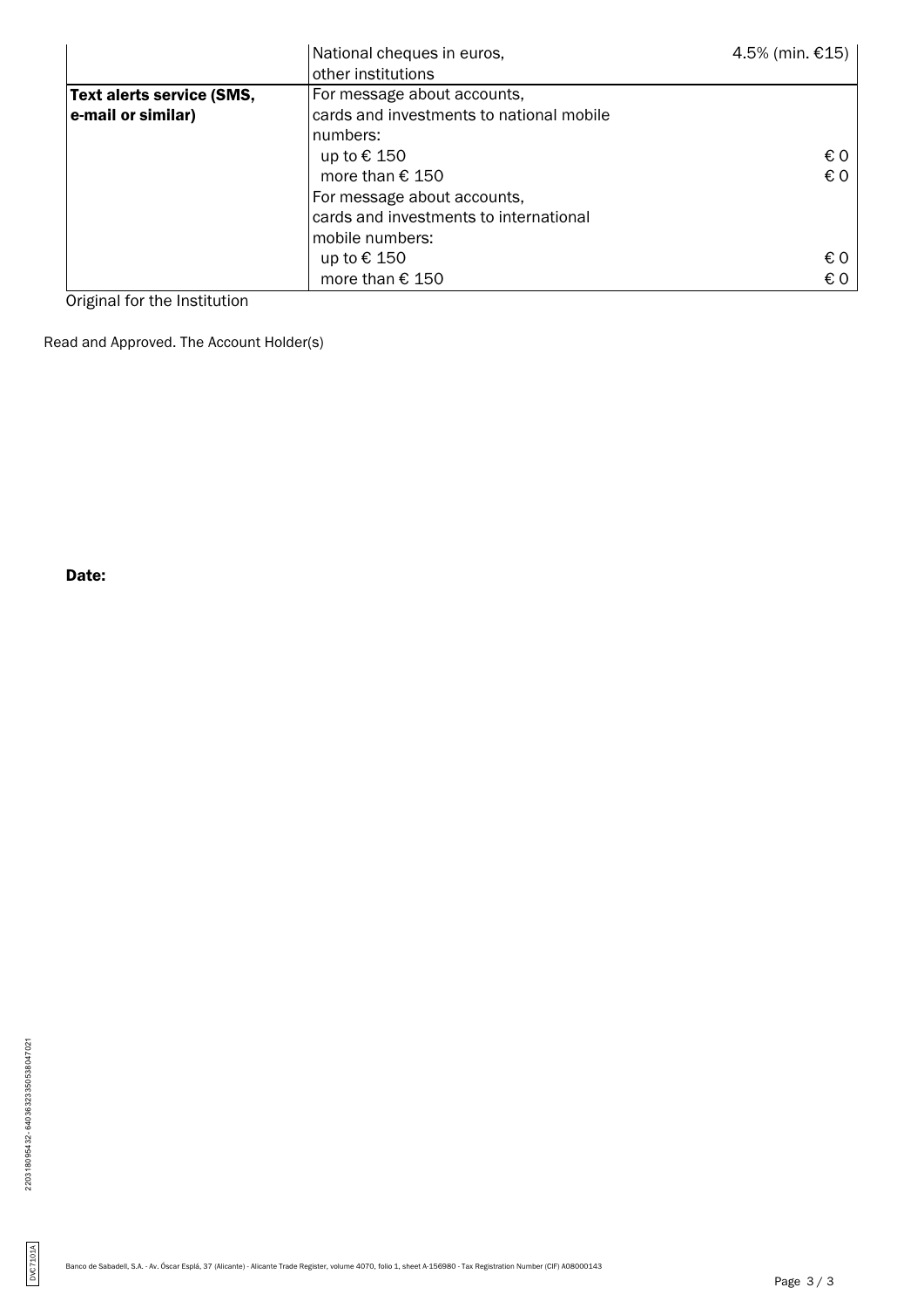| | | |
|---|---|---|
| | National cheques in euros, other institutions | 4.5% (min. €15) |
| **Text alerts service (SMS, e-mail or similar)** | For message about accounts, cards and investments to national mobile numbers: | |
| | up to € 150 | € 0 |
| | more than € 150 | € 0 |
| | For message about accounts, cards and investments to international mobile numbers: | |
| | up to € 150 | € 0 |
| | more than € 150 | € 0 |

Original for the Institution

Read and Approved. The Account Holder(s)

**Date:**

22031809543​2 - 640363233505380470​21

DVC7101A

Banco de Sabadell, S.A. - Av. Óscar Esplá, 37 (Alicante) - Alicante Trade Register, volume 4070, folio 1, sheet A-156980 - Tax Registration Number (CIF) A08000143